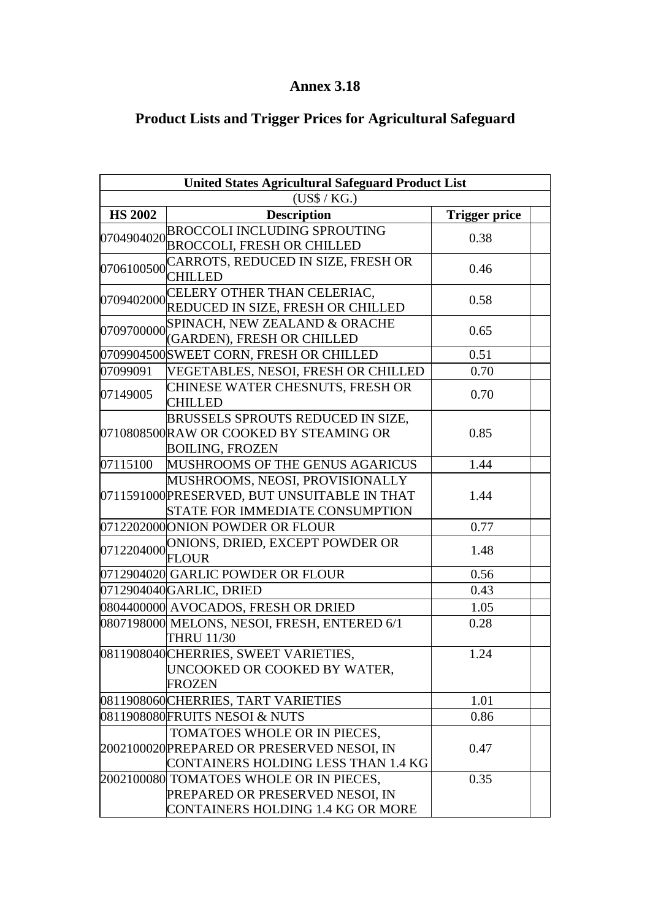# Annex 3.18

## Product Lists and Trigger Prices for Agricultural Safeguard

| United States Agricultural Safeguard Product List | | | |
|---|---|---|---|
| (US$ / KG.) | | | |
| **HS 2002** | **Description** | **Trigger price** | |
| 0704904020 | BROCCOLI INCLUDING SPROUTING BROCCOLI, FRESH OR CHILLED | 0.38 | |
| 0706100500 | CARROTS, REDUCED IN SIZE, FRESH OR CHILLED | 0.46 | |
| 0709402000 | CELERY OTHER THAN CELERIAC, REDUCED IN SIZE, FRESH OR CHILLED | 0.58 | |
| 0709700000 | SPINACH, NEW ZEALAND & ORACHE (GARDEN), FRESH OR CHILLED | 0.65 | |
| 0709904500 | SWEET CORN, FRESH OR CHILLED | 0.51 | |
| 07099091 | VEGETABLES, NESOI, FRESH OR CHILLED | 0.70 | |
| 07149005 | CHINESE WATER CHESNUTS, FRESH OR CHILLED | 0.70 | |
| 0710808500 | BRUSSELS SPROUTS REDUCED IN SIZE, RAW OR COOKED BY STEAMING OR BOILING, FROZEN | 0.85 | |
| 07115100 | MUSHROOMS OF THE GENUS AGARICUS | 1.44 | |
| 0711591000 | MUSHROOMS, NEOSI, PROVISIONALLY PRESERVED, BUT UNSUITABLE IN THAT STATE FOR IMMEDIATE CONSUMPTION | 1.44 | |
| 0712202000 | ONION POWDER OR FLOUR | 0.77 | |
| 0712204000 | ONIONS, DRIED, EXCEPT POWDER OR FLOUR | 1.48 | |
| 0712904020 | GARLIC POWDER OR FLOUR | 0.56 | |
| 0712904040 | GARLIC, DRIED | 0.43 | |
| 0804400000 | AVOCADOS, FRESH OR DRIED | 1.05 | |
| 0807198000 | MELONS, NESOI, FRESH, ENTERED 6/1 THRU 11/30 | 0.28 | |
| 0811908040 | CHERRIES, SWEET VARIETIES, UNCOOKED OR COOKED BY WATER, FROZEN | 1.24 | |
| 0811908060 | CHERRIES, TART VARIETIES | 1.01 | |
| 0811908080 | FRUITS NESOI & NUTS | 0.86 | |
| 2002100020 | TOMATOES WHOLE OR IN PIECES, PREPARED OR PRESERVED NESOI, IN CONTAINERS HOLDING LESS THAN 1.4 KG | 0.47 | |
| 2002100080 | TOMATOES WHOLE OR IN PIECES, PREPARED OR PRESERVED NESOI, IN CONTAINERS HOLDING 1.4 KG OR MORE | 0.35 | |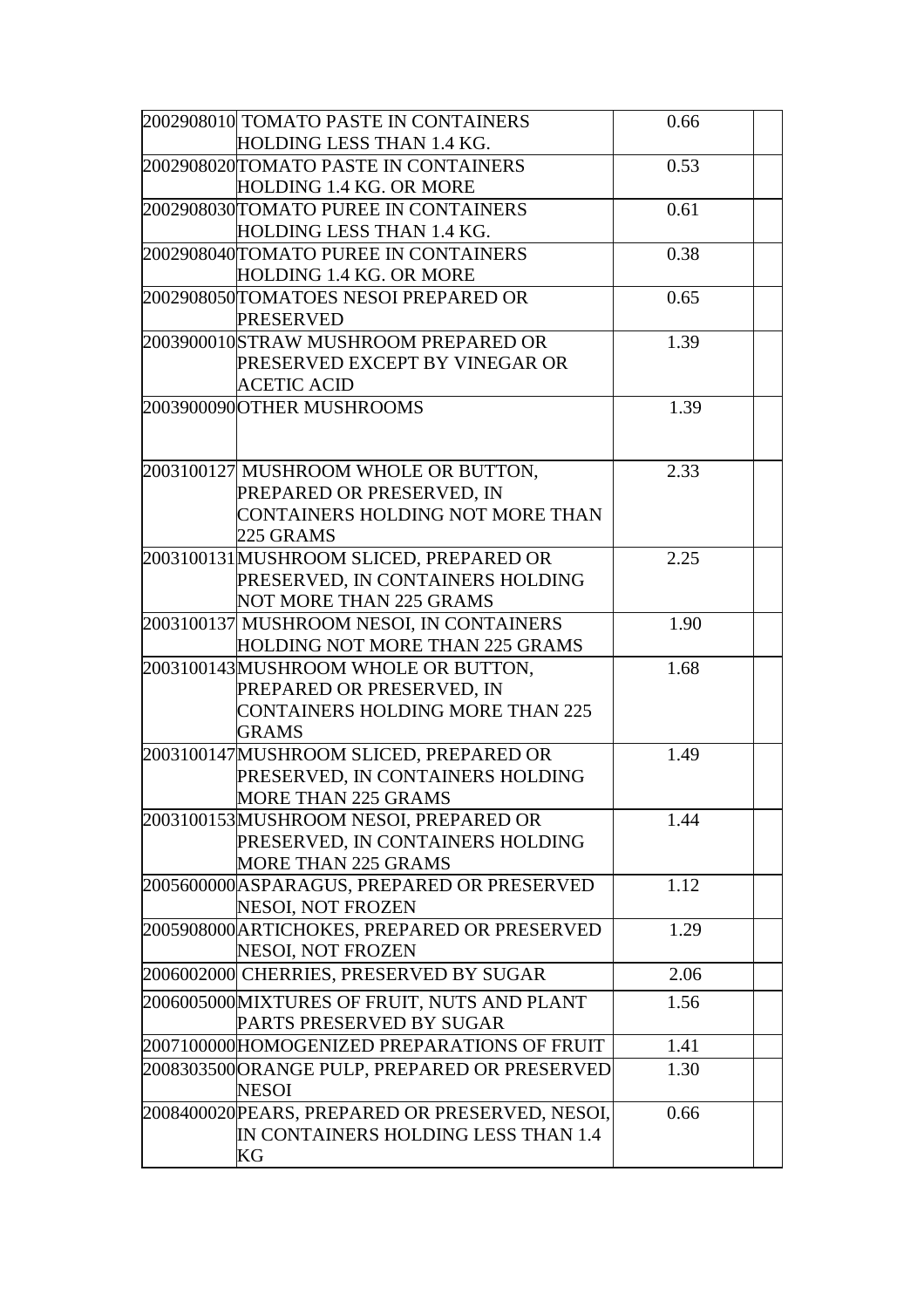| | | | |
|---|---|---|---|
| 2002908010 | TOMATO PASTE IN CONTAINERS HOLDING LESS THAN 1.4 KG. | 0.66 | |
| 2002908020 | TOMATO PASTE IN CONTAINERS HOLDING 1.4 KG. OR MORE | 0.53 | |
| 2002908030 | TOMATO PUREE IN CONTAINERS HOLDING LESS THAN 1.4 KG. | 0.61 | |
| 2002908040 | TOMATO PUREE IN CONTAINERS HOLDING 1.4 KG. OR MORE | 0.38 | |
| 2002908050 | TOMATOES NESOI PREPARED OR PRESERVED | 0.65 | |
| 2003900010 | STRAW MUSHROOM PREPARED OR PRESERVED EXCEPT BY VINEGAR OR ACETIC ACID | 1.39 | |
| 2003900090 | OTHER MUSHROOMS | 1.39 | |
| 2003100127 | MUSHROOM WHOLE OR BUTTON, PREPARED OR PRESERVED, IN CONTAINERS HOLDING NOT MORE THAN 225 GRAMS | 2.33 | |
| 2003100131 | MUSHROOM SLICED, PREPARED OR PRESERVED, IN CONTAINERS HOLDING NOT MORE THAN 225 GRAMS | 2.25 | |
| 2003100137 | MUSHROOM NESOI, IN CONTAINERS HOLDING NOT MORE THAN 225 GRAMS | 1.90 | |
| 2003100143 | MUSHROOM WHOLE OR BUTTON, PREPARED OR PRESERVED, IN CONTAINERS HOLDING MORE THAN 225 GRAMS | 1.68 | |
| 2003100147 | MUSHROOM SLICED, PREPARED OR PRESERVED, IN CONTAINERS HOLDING MORE THAN 225 GRAMS | 1.49 | |
| 2003100153 | MUSHROOM NESOI, PREPARED OR PRESERVED, IN CONTAINERS HOLDING MORE THAN 225 GRAMS | 1.44 | |
| 2005600000 | ASPARAGUS, PREPARED OR PRESERVED NESOI, NOT FROZEN | 1.12 | |
| 2005908000 | ARTICHOKES, PREPARED OR PRESERVED NESOI, NOT FROZEN | 1.29 | |
| 2006002000 | CHERRIES, PRESERVED BY SUGAR | 2.06 | |
| 2006005000 | MIXTURES OF FRUIT, NUTS AND PLANT PARTS PRESERVED BY SUGAR | 1.56 | |
| 2007100000 | HOMOGENIZED PREPARATIONS OF FRUIT | 1.41 | |
| 2008303500 | ORANGE PULP, PREPARED OR PRESERVED NESOI | 1.30 | |
| 2008400020 | PEARS, PREPARED OR PRESERVED, NESOI, IN CONTAINERS HOLDING LESS THAN 1.4 KG | 0.66 | |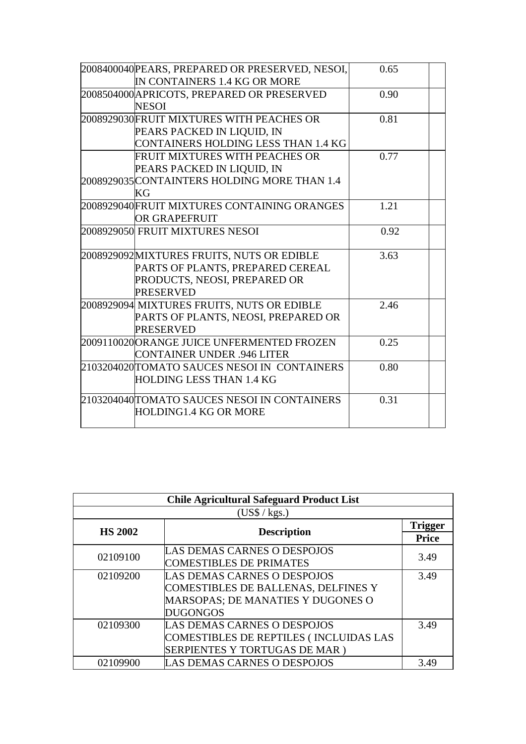| | | | |
|---|---|---|---|
| 2008400040 | PEARS, PREPARED OR PRESERVED, NESOI, IN CONTAINERS 1.4 KG OR MORE | 0.65 | |
| 2008504000 | APRICOTS, PREPARED OR PRESERVED NESOI | 0.90 | |
| 2008929030 | FRUIT MIXTURES WITH PEACHES OR PEARS PACKED IN LIQUID, IN CONTAINERS HOLDING LESS THAN 1.4 KG | 0.81 | |
| 2008929035 | FRUIT MIXTURES WITH PEACHES OR PEARS PACKED IN LIQUID, IN CONTAINTERS HOLDING MORE THAN 1.4 KG | 0.77 | |
| 2008929040 | FRUIT MIXTURES CONTAINING ORANGES OR GRAPEFRUIT | 1.21 | |
| 2008929050 | FRUIT MIXTURES NESOI | 0.92 | |
| 2008929092 | MIXTURES FRUITS, NUTS OR EDIBLE PARTS OF PLANTS, PREPARED CEREAL PRODUCTS, NEOSI, PREPARED OR PRESERVED | 3.63 | |
| 2008929094 | MIXTURES FRUITS, NUTS OR EDIBLE PARTS OF PLANTS, NEOSI, PREPARED OR PRESERVED | 2.46 | |
| 2009110020 | ORANGE JUICE UNFERMENTED FROZEN CONTAINER UNDER .946 LITER | 0.25 | |
| 2103204020 | TOMATO SAUCES NESOI IN CONTAINERS HOLDING LESS THAN 1.4 KG | 0.80 | |
| 2103204040 | TOMATO SAUCES NESOI IN CONTAINERS HOLDING1.4 KG OR MORE | 0.31 | |

| Chile Agricultural Safeguard Product List | | |
|---|---|---|
| (US$ / kgs.) | | |
| **HS 2002** | **Description** | **Trigger Price** |
| 02109100 | LAS DEMAS CARNES O DESPOJOS COMESTIBLES DE PRIMATES | 3.49 |
| 02109200 | LAS DEMAS CARNES O DESPOJOS COMESTIBLES DE BALLENAS, DELFINES Y MARSOPAS; DE MANATIES Y DUGONES O DUGONGOS | 3.49 |
| 02109300 | LAS DEMAS CARNES O DESPOJOS COMESTIBLES DE REPTILES ( INCLUIDAS LAS SERPIENTES Y TORTUGAS DE MAR ) | 3.49 |
| 02109900 | LAS DEMAS CARNES O DESPOJOS | 3.49 |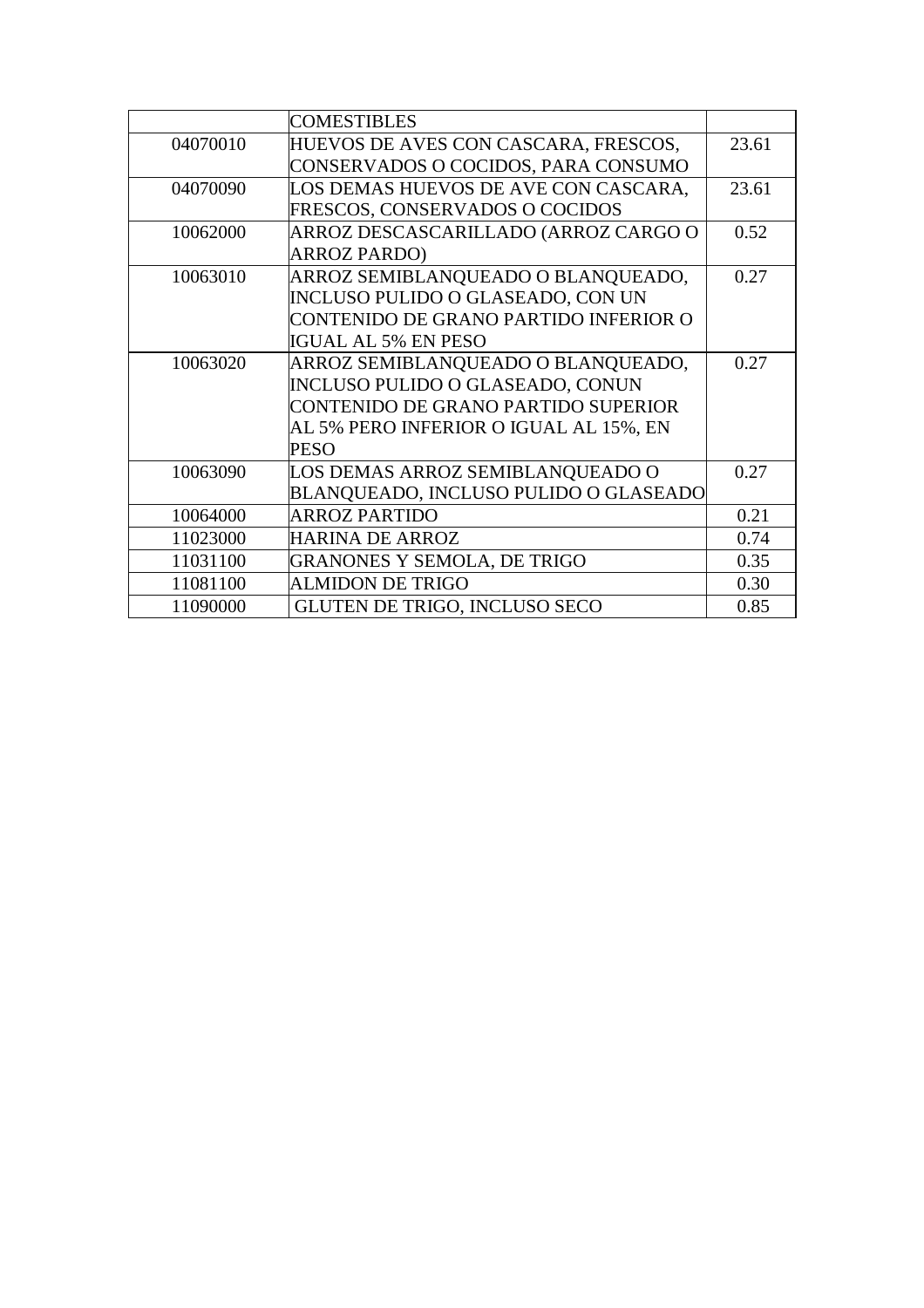| | | |
|---|---|---|
| | COMESTIBLES | |
| 04070010 | HUEVOS DE AVES CON CASCARA, FRESCOS, CONSERVADOS O COCIDOS, PARA CONSUMO | 23.61 |
| 04070090 | LOS DEMAS HUEVOS DE AVE CON CASCARA, FRESCOS, CONSERVADOS O COCIDOS | 23.61 |
| 10062000 | ARROZ DESCASCARILLADO (ARROZ CARGO O ARROZ PARDO) | 0.52 |
| 10063010 | ARROZ SEMIBLANQUEADO O BLANQUEADO, INCLUSO PULIDO O GLASEADO, CON UN CONTENIDO DE GRANO PARTIDO INFERIOR O IGUAL AL 5% EN PESO | 0.27 |
| 10063020 | ARROZ SEMIBLANQUEADO O BLANQUEADO, INCLUSO PULIDO O GLASEADO, CONUN CONTENIDO DE GRANO PARTIDO SUPERIOR AL 5% PERO INFERIOR O IGUAL AL 15%, EN PESO | 0.27 |
| 10063090 | LOS DEMAS ARROZ SEMIBLANQUEADO O BLANQUEADO, INCLUSO PULIDO O GLASEADO | 0.27 |
| 10064000 | ARROZ PARTIDO | 0.21 |
| 11023000 | HARINA DE ARROZ | 0.74 |
| 11031100 | GRANONES Y SEMOLA, DE TRIGO | 0.35 |
| 11081100 | ALMIDON DE TRIGO | 0.30 |
| 11090000 | GLUTEN DE TRIGO, INCLUSO SECO | 0.85 |